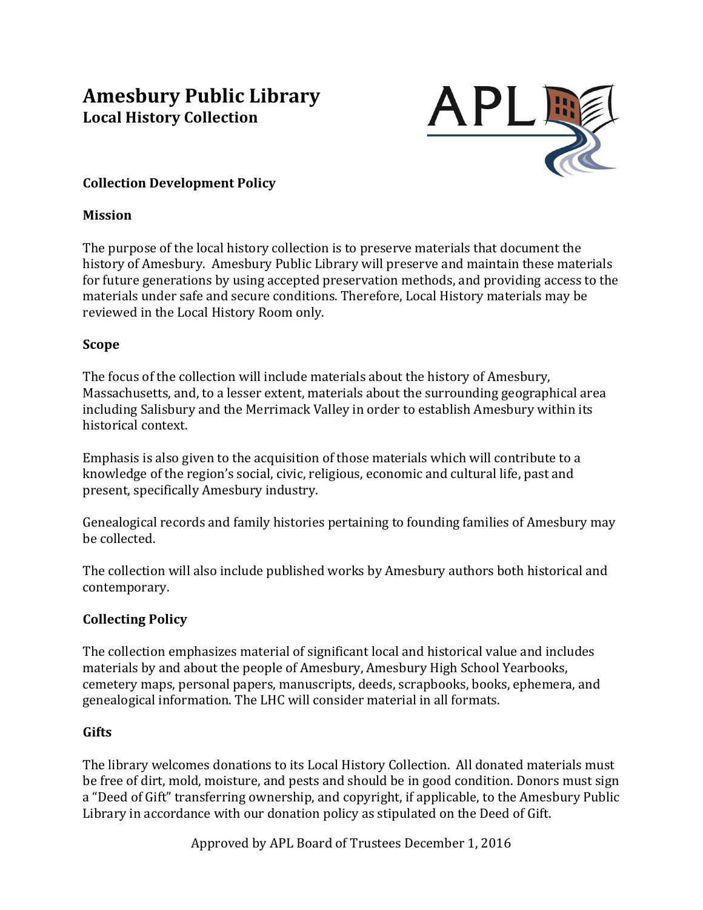# Amesbury Public Library

## Local History Collection

### Collection Development Policy

### Mission

The purpose of the local history collection is to preserve materials that document the history of Amesbury. Amesbury Public Library will preserve and maintain these materials for future generations by using accepted preservation methods, and providing access to the materials under safe and secure conditions. Therefore, Local History materials may be reviewed in the Local History Room only.

### Scope

The focus of the collection will include materials about the history of Amesbury, Massachusetts, and, to a lesser extent, materials about the surrounding geographical area including Salisbury and the Merrimack Valley in order to establish Amesbury within its historical context.

Emphasis is also given to the acquisition of those materials which will contribute to a knowledge of the region's social, civic, religious, economic and cultural life, past and present, specifically Amesbury industry.

Genealogical records and family histories pertaining to founding families of Amesbury may be collected.

The collection will also include published works by Amesbury authors both historical and contemporary.

### Collecting Policy

The collection emphasizes material of significant local and historical value and includes materials by and about the people of Amesbury, Amesbury High School Yearbooks, cemetery maps, personal papers, manuscripts, deeds, scrapbooks, books, ephemera, and genealogical information. The LHC will consider material in all formats.

### Gifts

The library welcomes donations to its Local History Collection. All donated materials must be free of dirt, mold, moisture, and pests and should be in good condition. Donors must sign a "Deed of Gift" transferring ownership, and copyright, if applicable, to the Amesbury Public Library in accordance with our donation policy as stipulated on the Deed of Gift.

Approved by APL Board of Trustees December 1, 2016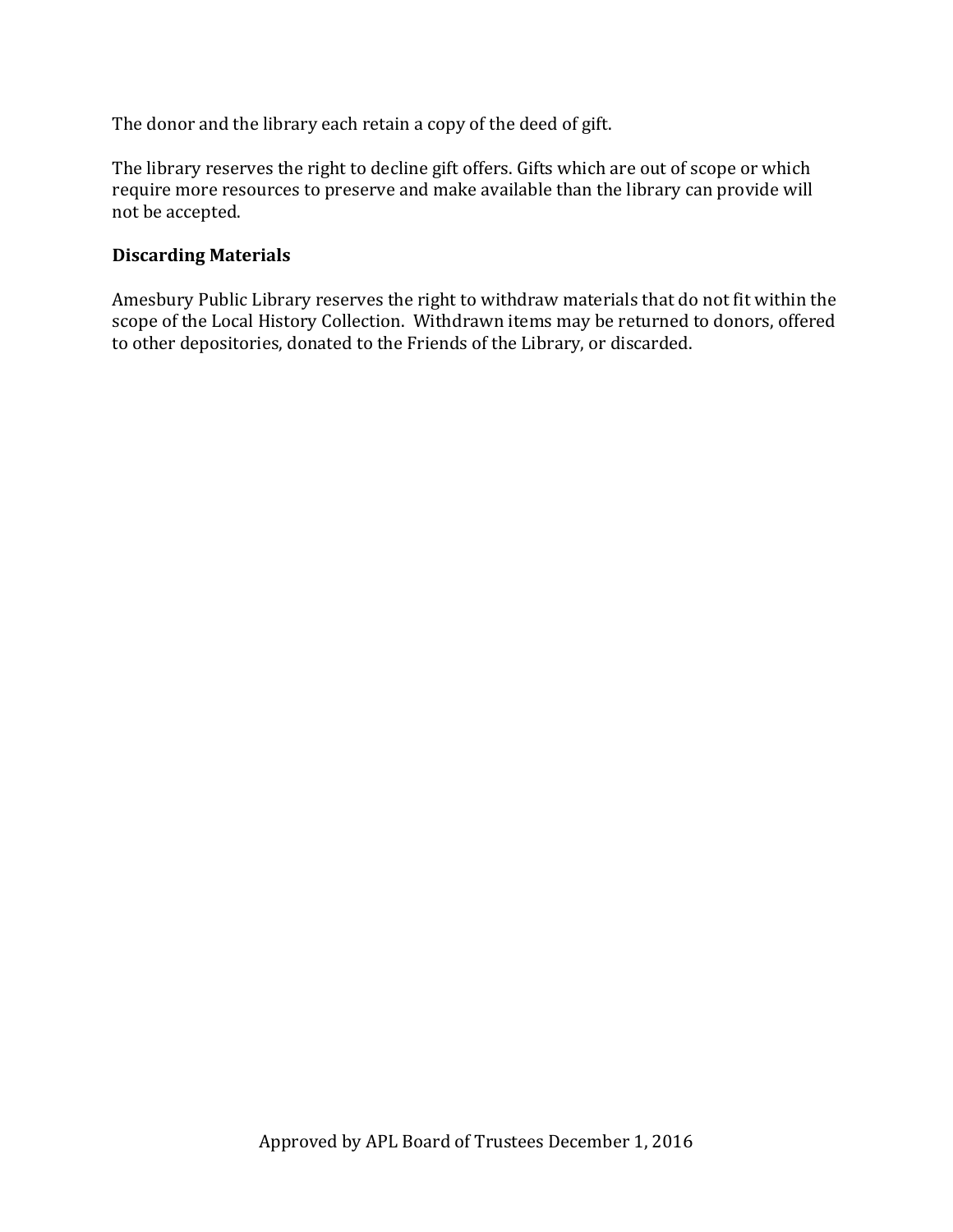The donor and the library each retain a copy of the deed of gift.

The library reserves the right to decline gift offers. Gifts which are out of scope or which require more resources to preserve and make available than the library can provide will not be accepted.

**Discarding Materials**

Amesbury Public Library reserves the right to withdraw materials that do not fit within the scope of the Local History Collection. Withdrawn items may be returned to donors, offered to other depositories, donated to the Friends of the Library, or discarded.

Approved by APL Board of Trustees December 1, 2016